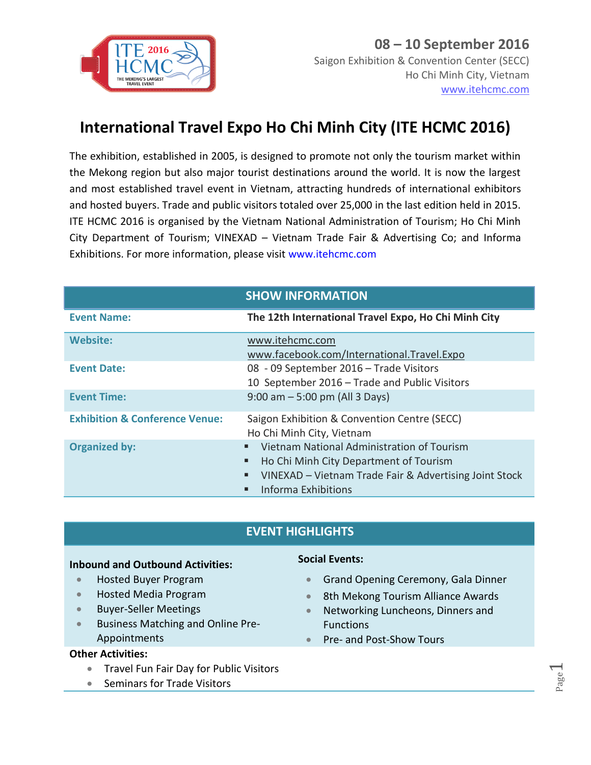08 – 10 September 2016
Saigon Exhibition & Convention Center (SECC)
Ho Chi Minh City, Vietnam
www.itehcmc.com

# International Travel Expo Ho Chi Minh City (ITE HCMC 2016)

The exhibition, established in 2005, is designed to promote not only the tourism market within the Mekong region but also major tourist destinations around the world. It is now the largest and most established travel event in Vietnam, attracting hundreds of international exhibitors and hosted buyers. Trade and public visitors totaled over 25,000 in the last edition held in 2015. ITE HCMC 2016 is organised by the Vietnam National Administration of Tourism; Ho Chi Minh City Department of Tourism; VINEXAD – Vietnam Trade Fair & Advertising Co; and Informa Exhibitions. For more information, please visit www.itehcmc.com

## SHOW INFORMATION

| | |
|---|---|
| **Event Name:** | **The 12th International Travel Expo, Ho Chi Minh City** |
| **Website:** | www.itehcmc.com<br>www.facebook.com/International.Travel.Expo |
| **Event Date:** | 08 - 09 September 2016 – Trade Visitors<br>10 September 2016 – Trade and Public Visitors |
| **Event Time:** | 9:00 am – 5:00 pm (All 3 Days) |
| **Exhibition & Conference Venue:** | Saigon Exhibition & Convention Centre (SECC)<br>Ho Chi Minh City, Vietnam |
| **Organized by:** | ▪ Vietnam National Administration of Tourism<br>▪ Ho Chi Minh City Department of Tourism<br>▪ VINEXAD – Vietnam Trade Fair & Advertising Joint Stock<br>▪ Informa Exhibitions |

## EVENT HIGHLIGHTS

**Inbound and Outbound Activities:**

- Hosted Buyer Program
- Hosted Media Program
- Buyer-Seller Meetings
- Business Matching and Online Pre-Appointments

**Social Events:**

- Grand Opening Ceremony, Gala Dinner
- 8th Mekong Tourism Alliance Awards
- Networking Luncheons, Dinners and Functions
- Pre- and Post-Show Tours

**Other Activities:**

- Travel Fun Fair Day for Public Visitors
- Seminars for Trade Visitors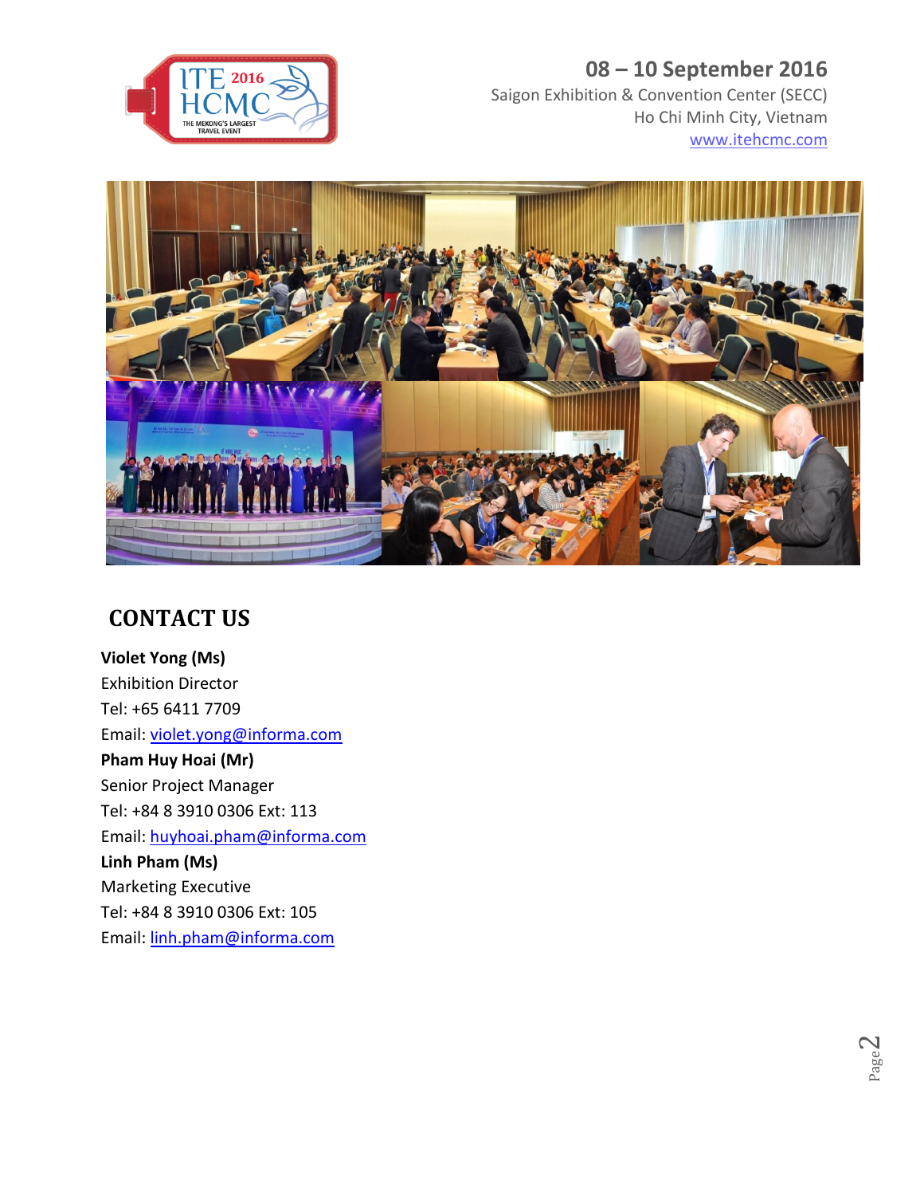08 – 10 September 2016

Saigon Exhibition & Convention Center (SECC)

Ho Chi Minh City, Vietnam

www.itehcmc.com

## CONTACT US

**Violet Yong (Ms)**
Exhibition Director
Tel: +65 6411 7709
Email: violet.yong@informa.com

**Pham Huy Hoai (Mr)**
Senior Project Manager
Tel: +84 8 3910 0306 Ext: 113
Email: huyhoai.pham@informa.com

**Linh Pham (Ms)**
Marketing Executive
Tel: +84 8 3910 0306 Ext: 105
Email: linh.pham@informa.com